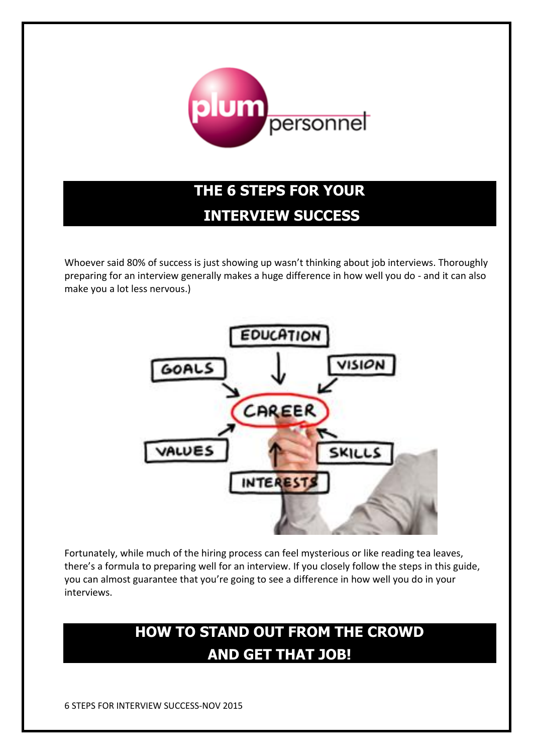# THE 6 STEPS FOR YOUR INTERVIEW SUCCESS

Whoever said 80% of success is just showing up wasn't thinking about job interviews. Thoroughly preparing for an interview generally makes a huge difference in how well you do - and it can also make you a lot less nervous.)

Fortunately, while much of the hiring process can feel mysterious or like reading tea leaves, there's a formula to preparing well for an interview. If you closely follow the steps in this guide, you can almost guarantee that you're going to see a difference in how well you do in your interviews.

## HOW TO STAND OUT FROM THE CROWD AND GET THAT JOB!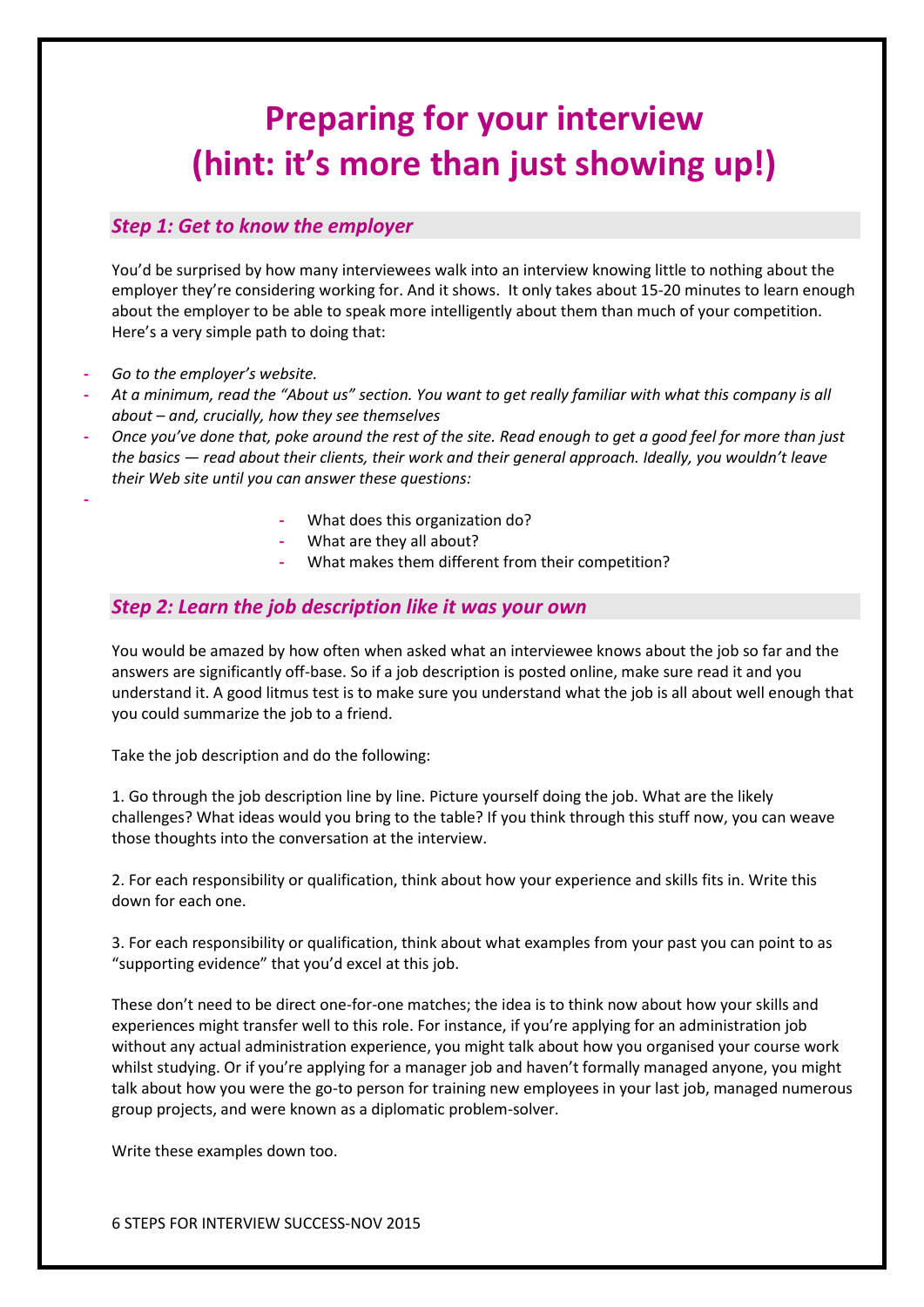# Preparing for your interview (hint: it's more than just showing up!)

## *Step 1: Get to know the employer*

You'd be surprised by how many interviewees walk into an interview knowing little to nothing about the employer they're considering working for. And it shows. It only takes about 15-20 minutes to learn enough about the employer to be able to speak more intelligently about them than much of your competition. Here's a very simple path to doing that:

- *Go to the employer's website.*
- *At a minimum, read the "About us" section. You want to get really familiar with what this company is all about – and, crucially, how they see themselves*
- *Once you've done that, poke around the rest of the site. Read enough to get a good feel for more than just the basics — read about their clients, their work and their general approach. Ideally, you wouldn't leave their Web site until you can answer these questions:*
  - What does this organization do?
  - What are they all about?
  - What makes them different from their competition?

## *Step 2: Learn the job description like it was your own*

You would be amazed by how often when asked what an interviewee knows about the job so far and the answers are significantly off-base. So if a job description is posted online, make sure read it and you understand it. A good litmus test is to make sure you understand what the job is all about well enough that you could summarize the job to a friend.

Take the job description and do the following:

1. Go through the job description line by line. Picture yourself doing the job. What are the likely challenges? What ideas would you bring to the table? If you think through this stuff now, you can weave those thoughts into the conversation at the interview.

2. For each responsibility or qualification, think about how your experience and skills fits in. Write this down for each one.

3. For each responsibility or qualification, think about what examples from your past you can point to as "supporting evidence" that you'd excel at this job.

These don't need to be direct one-for-one matches; the idea is to think now about how your skills and experiences might transfer well to this role. For instance, if you're applying for an administration job without any actual administration experience, you might talk about how you organised your course work whilst studying. Or if you're applying for a manager job and haven't formally managed anyone, you might talk about how you were the go-to person for training new employees in your last job, managed numerous group projects, and were known as a diplomatic problem-solver.

Write these examples down too.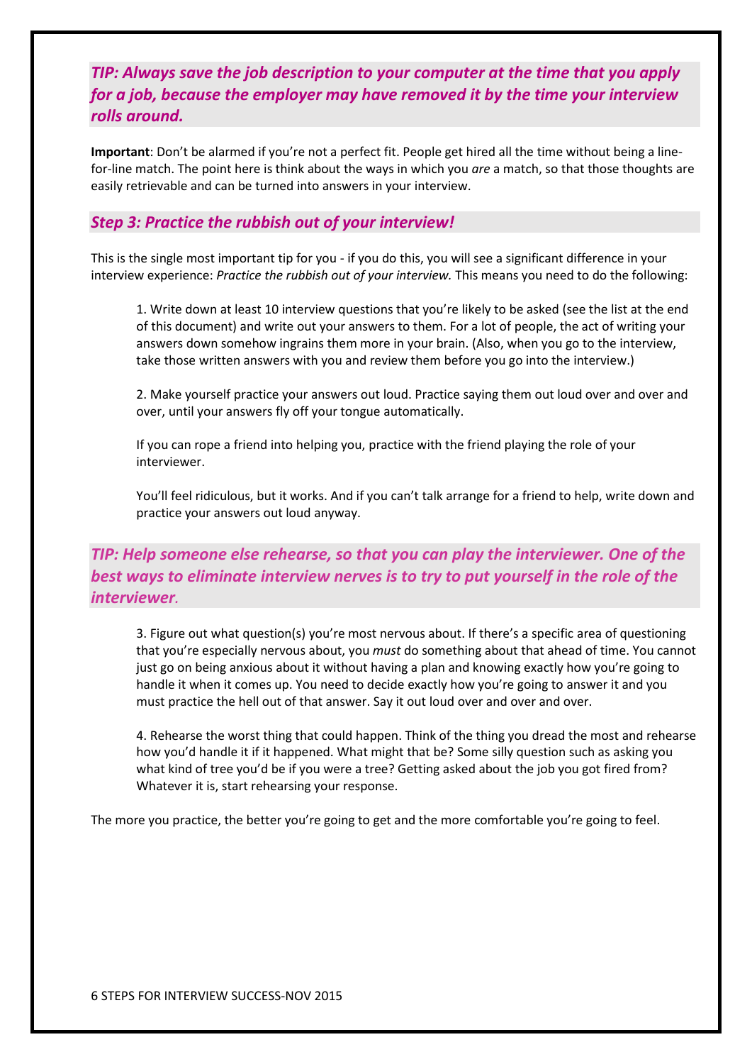***TIP: Always save the job description to your computer at the time that you apply for a job, because the employer may have removed it by the time your interview rolls around.***

**Important**: Don't be alarmed if you're not a perfect fit. People get hired all the time without being a line-for-line match. The point here is think about the ways in which you *are* a match, so that those thoughts are easily retrievable and can be turned into answers in your interview.

### *Step 3: Practice the rubbish out of your interview!*

This is the single most important tip for you - if you do this, you will see a significant difference in your interview experience: *Practice the rubbish out of your interview.* This means you need to do the following:

1. Write down at least 10 interview questions that you're likely to be asked (see the list at the end of this document) and write out your answers to them. For a lot of people, the act of writing your answers down somehow ingrains them more in your brain. (Also, when you go to the interview, take those written answers with you and review them before you go into the interview.)

2. Make yourself practice your answers out loud. Practice saying them out loud over and over and over, until your answers fly off your tongue automatically.

   If you can rope a friend into helping you, practice with the friend playing the role of your interviewer.

   You'll feel ridiculous, but it works. And if you can't talk arrange for a friend to help, write down and practice your answers out loud anyway.

***TIP: Help someone else rehearse, so that you can play the interviewer. One of the best ways to eliminate interview nerves is to try to put yourself in the role of the interviewer.***

3. Figure out what question(s) you're most nervous about. If there's a specific area of questioning that you're especially nervous about, you *must* do something about that ahead of time. You cannot just go on being anxious about it without having a plan and knowing exactly how you're going to handle it when it comes up. You need to decide exactly how you're going to answer it and you must practice the hell out of that answer. Say it out loud over and over and over.

4. Rehearse the worst thing that could happen. Think of the thing you dread the most and rehearse how you'd handle it if it happened. What might that be? Some silly question such as asking you what kind of tree you'd be if you were a tree? Getting asked about the job you got fired from? Whatever it is, start rehearsing your response.

The more you practice, the better you're going to get and the more comfortable you're going to feel.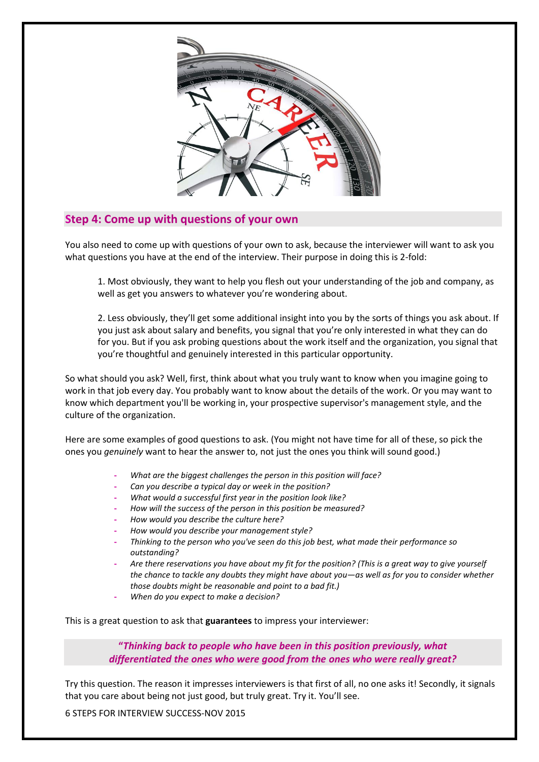## Step 4: Come up with questions of your own

You also need to come up with questions of your own to ask, because the interviewer will want to ask you what questions you have at the end of the interview. Their purpose in doing this is 2-fold:

1. Most obviously, they want to help you flesh out your understanding of the job and company, as well as get you answers to whatever you're wondering about.

2. Less obviously, they'll get some additional insight into you by the sorts of things you ask about. If you just ask about salary and benefits, you signal that you're only interested in what they can do for you. But if you ask probing questions about the work itself and the organization, you signal that you're thoughtful and genuinely interested in this particular opportunity.

So what should you ask? Well, first, think about what you truly want to know when you imagine going to work in that job every day. You probably want to know about the details of the work. Or you may want to know which department you'll be working in, your prospective supervisor's management style, and the culture of the organization.

Here are some examples of good questions to ask. (You might not have time for all of these, so pick the ones you *genuinely* want to hear the answer to, not just the ones you think will sound good.)

- *What are the biggest challenges the person in this position will face?*
- *Can you describe a typical day or week in the position?*
- *What would a successful first year in the position look like?*
- *How will the success of the person in this position be measured?*
- *How would you describe the culture here?*
- *How would you describe your management style?*
- *Thinking to the person who you've seen do this job best, what made their performance so outstanding?*
- *Are there reservations you have about my fit for the position? (This is a great way to give yourself the chance to tackle any doubts they might have about you—as well as for you to consider whether those doubts might be reasonable and point to a bad fit.)*
- *When do you expect to make a decision?*

This is a great question to ask that **guarantees** to impress your interviewer:

> ***"Thinking back to people who have been in this position previously, what differentiated the ones who were good from the ones who were really great?***

Try this question. The reason it impresses interviewers is that first of all, no one asks it! Secondly, it signals that you care about being not just good, but truly great. Try it. You'll see.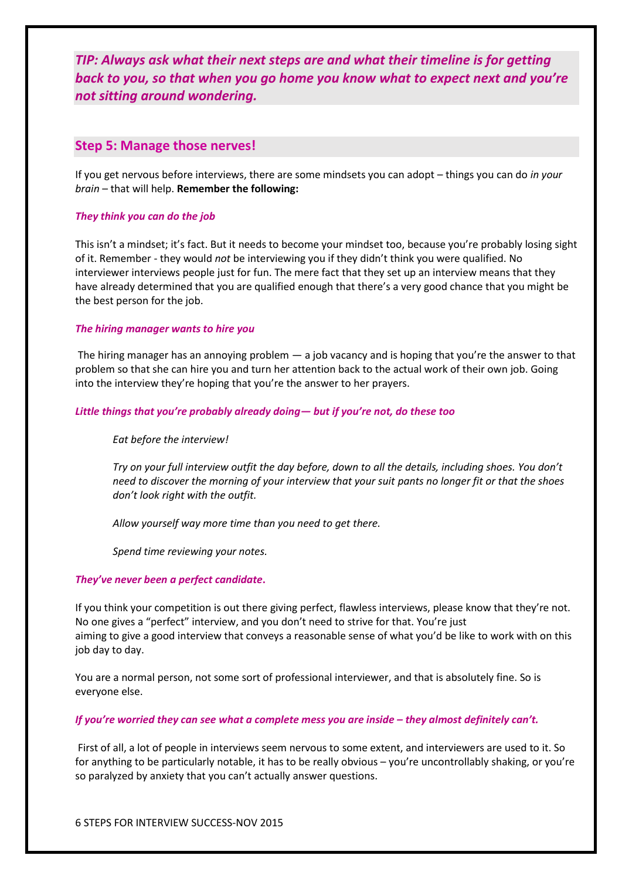***TIP: Always ask what their next steps are and what their timeline is for getting back to you, so that when you go home you know what to expect next and you're not sitting around wondering.***

## Step 5: Manage those nerves!

If you get nervous before interviews, there are some mindsets you can adopt – things you can do *in your brain* – that will help. **Remember the following:**

***They think you can do the job***

This isn't a mindset; it's fact. But it needs to become your mindset too, because you're probably losing sight of it. Remember - they would *not* be interviewing you if they didn't think you were qualified. No interviewer interviews people just for fun. The mere fact that they set up an interview means that they have already determined that you are qualified enough that there's a very good chance that you might be the best person for the job.

***The hiring manager wants to hire you***

The hiring manager has an annoying problem — a job vacancy and is hoping that you're the answer to that problem so that she can hire you and turn her attention back to the actual work of their own job. Going into the interview they're hoping that you're the answer to her prayers.

***Little things that you're probably already doing— but if you're not, do these too***

> *Eat before the interview!*
>
> *Try on your full interview outfit the day before, down to all the details, including shoes. You don't need to discover the morning of your interview that your suit pants no longer fit or that the shoes don't look right with the outfit.*
>
> *Allow yourself way more time than you need to get there.*
>
> *Spend time reviewing your notes.*

***They've never been a perfect candidate.***

If you think your competition is out there giving perfect, flawless interviews, please know that they're not. No one gives a "perfect" interview, and you don't need to strive for that. You're just aiming to give a good interview that conveys a reasonable sense of what you'd be like to work with on this job day to day.

You are a normal person, not some sort of professional interviewer, and that is absolutely fine. So is everyone else.

***If you're worried they can see what a complete mess you are inside – they almost definitely can't.***

First of all, a lot of people in interviews seem nervous to some extent, and interviewers are used to it. So for anything to be particularly notable, it has to be really obvious – you're uncontrollably shaking, or you're so paralyzed by anxiety that you can't actually answer questions.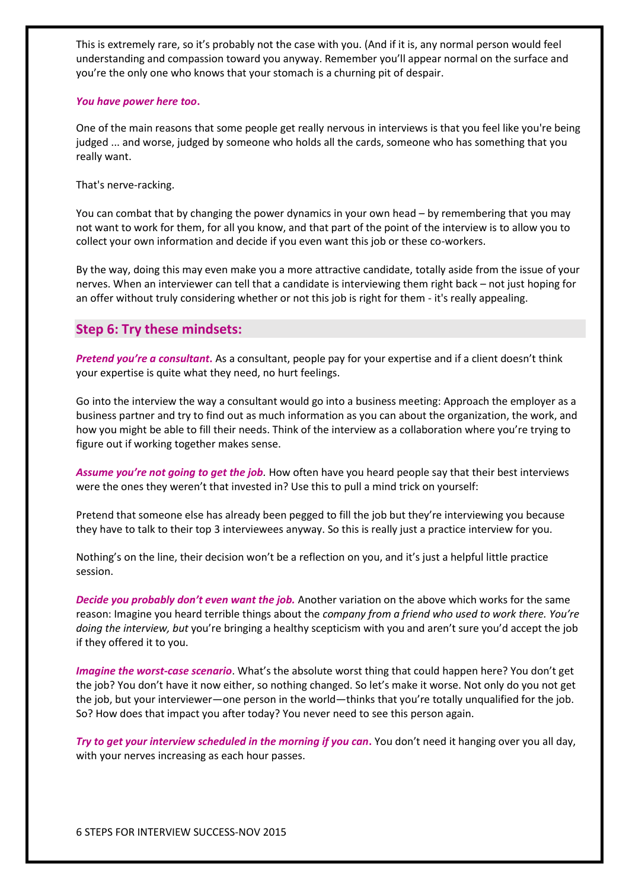This is extremely rare, so it's probably not the case with you. (And if it is, any normal person would feel understanding and compassion toward you anyway. Remember you'll appear normal on the surface and you're the only one who knows that your stomach is a churning pit of despair.

***You have power here too.***

One of the main reasons that some people get really nervous in interviews is that you feel like you're being judged ... and worse, judged by someone who holds all the cards, someone who has something that you really want.

That's nerve-racking.

You can combat that by changing the power dynamics in your own head – by remembering that you may not want to work for them, for all you know, and that part of the point of the interview is to allow you to collect your own information and decide if you even want this job or these co-workers.

By the way, doing this may even make you a more attractive candidate, totally aside from the issue of your nerves. When an interviewer can tell that a candidate is interviewing them right back – not just hoping for an offer without truly considering whether or not this job is right for them - it's really appealing.

## Step 6: Try these mindsets:

***Pretend you're a consultant.*** As a consultant, people pay for your expertise and if a client doesn't think your expertise is quite what they need, no hurt feelings.

Go into the interview the way a consultant would go into a business meeting: Approach the employer as a business partner and try to find out as much information as you can about the organization, the work, and how you might be able to fill their needs. Think of the interview as a collaboration where you're trying to figure out if working together makes sense.

***Assume you're not going to get the job.*** How often have you heard people say that their best interviews were the ones they weren't that invested in? Use this to pull a mind trick on yourself:

Pretend that someone else has already been pegged to fill the job but they're interviewing you because they have to talk to their top 3 interviewees anyway. So this is really just a practice interview for you.

Nothing's on the line, their decision won't be a reflection on you, and it's just a helpful little practice session.

***Decide you probably don't even want the job.*** Another variation on the above which works for the same reason: Imagine you heard terrible things about the *company from a friend who used to work there. You're doing the interview, but* you're bringing a healthy scepticism with you and aren't sure you'd accept the job if they offered it to you.

***Imagine the worst-case scenario.*** What's the absolute worst thing that could happen here? You don't get the job? You don't have it now either, so nothing changed. So let's make it worse. Not only do you not get the job, but your interviewer—one person in the world—thinks that you're totally unqualified for the job. So? How does that impact you after today? You never need to see this person again.

***Try to get your interview scheduled in the morning if you can.*** You don't need it hanging over you all day, with your nerves increasing as each hour passes.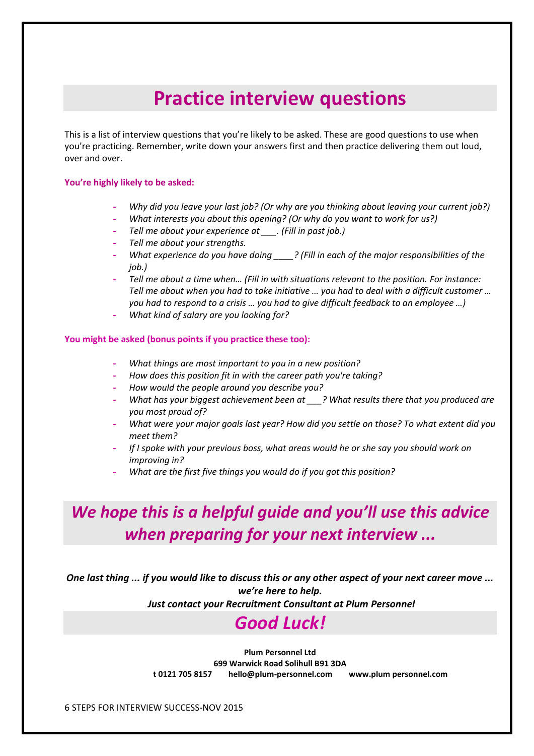# Practice interview questions

This is a list of interview questions that you're likely to be asked. These are good questions to use when you're practicing. Remember, write down your answers first and then practice delivering them out loud, over and over.

**You're highly likely to be asked:**

- *Why did you leave your last job? (Or why are you thinking about leaving your current job?)*
- *What interests you about this opening? (Or why do you want to work for us?)*
- *Tell me about your experience at ___. (Fill in past job.)*
- *Tell me about your strengths.*
- *What experience do you have doing ____? (Fill in each of the major responsibilities of the job.)*
- *Tell me about a time when… (Fill in with situations relevant to the position. For instance: Tell me about when you had to take initiative … you had to deal with a difficult customer … you had to respond to a crisis … you had to give difficult feedback to an employee …)*
- *What kind of salary are you looking for?*

**You might be asked (bonus points if you practice these too):**

- *What things are most important to you in a new position?*
- *How does this position fit in with the career path you're taking?*
- *How would the people around you describe you?*
- *What has your biggest achievement been at ___? What results there that you produced are you most proud of?*
- *What were your major goals last year? How did you settle on those? To what extent did you meet them?*
- *If I spoke with your previous boss, what areas would he or she say you should work on improving in?*
- *What are the first five things you would do if you got this position?*

## *We hope this is a helpful guide and you'll use this advice when preparing for your next interview ...*

***One last thing ... if you would like to discuss this or any other aspect of your next career move ... we're here to help.***
***Just contact your Recruitment Consultant at Plum Personnel***

## *Good Luck!*

**Plum Personnel Ltd**
**699 Warwick Road Solihull B91 3DA**
**t 0121 705 8157 hello@plum-personnel.com www.plum personnel.com**

6 STEPS FOR INTERVIEW SUCCESS-NOV 2015